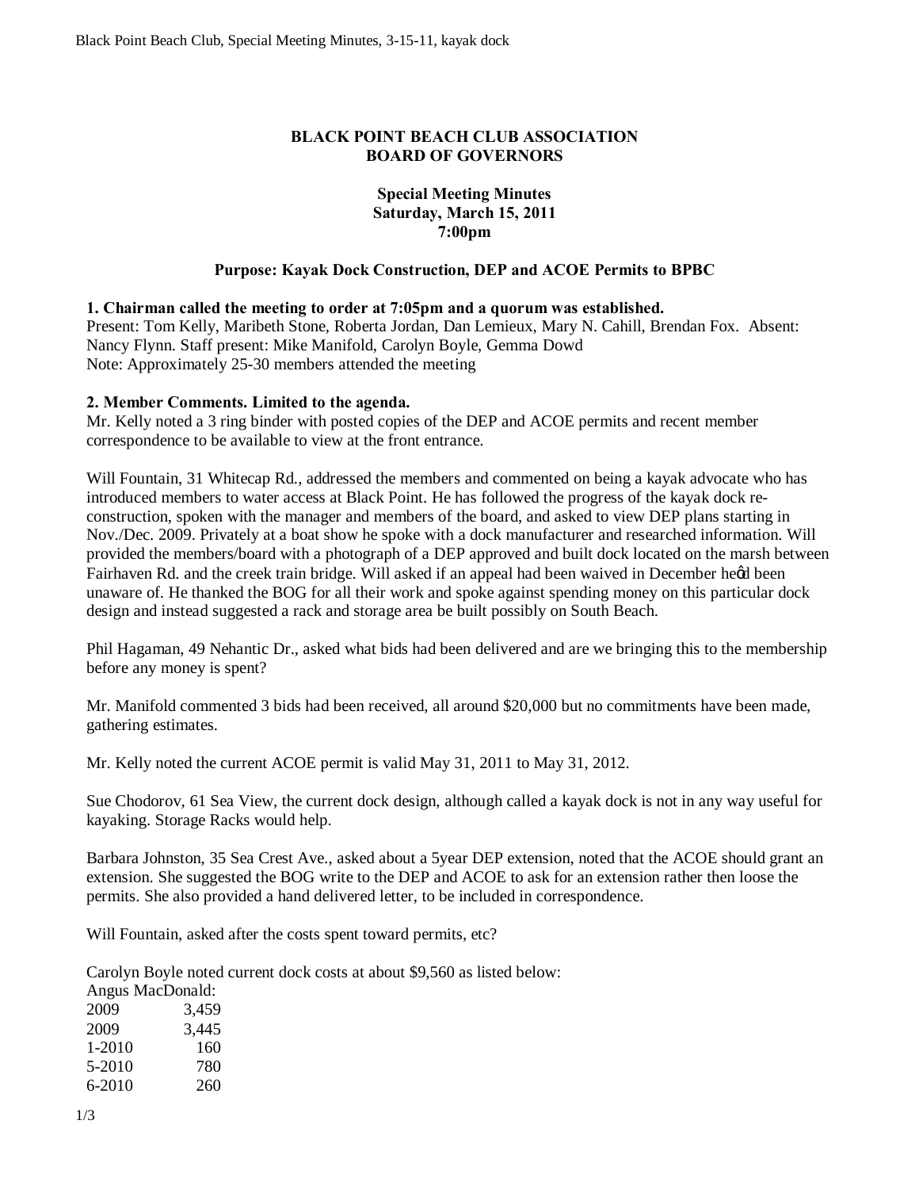# BLACK POINT BEACH CLUB ASSOCIATION
## BOARD OF GOVERNORS

### Special Meeting Minutes
### Saturday, March 15, 2011
### 7:00pm

**Purpose: Kayak Dock Construction, DEP and ACOE Permits to BPBC**

**1. Chairman called the meeting to order at 7:05pm and a quorum was established.**
Present: Tom Kelly, Maribeth Stone, Roberta Jordan, Dan Lemieux, Mary N. Cahill, Brendan Fox. Absent: Nancy Flynn. Staff present: Mike Manifold, Carolyn Boyle, Gemma Dowd
Note: Approximately 25-30 members attended the meeting

**2. Member Comments. Limited to the agenda.**
Mr. Kelly noted a 3 ring binder with posted copies of the DEP and ACOE permits and recent member correspondence to be available to view at the front entrance.

Will Fountain, 31 Whitecap Rd., addressed the members and commented on being a kayak advocate who has introduced members to water access at Black Point. He has followed the progress of the kayak dock re-construction, spoken with the manager and members of the board, and asked to view DEP plans starting in Nov./Dec. 2009. Privately at a boat show he spoke with a dock manufacturer and researched information. Will provided the members/board with a photograph of a DEP approved and built dock located on the marsh between Fairhaven Rd. and the creek train bridge. Will asked if an appeal had been waived in December heǿd been unaware of. He thanked the BOG for all their work and spoke against spending money on this particular dock design and instead suggested a rack and storage area be built possibly on South Beach.

Phil Hagaman, 49 Nehantic Dr., asked what bids had been delivered and are we bringing this to the membership before any money is spent?

Mr. Manifold commented 3 bids had been received, all around $20,000 but no commitments have been made, gathering estimates.

Mr. Kelly noted the current ACOE permit is valid May 31, 2011 to May 31, 2012.

Sue Chodorov, 61 Sea View, the current dock design, although called a kayak dock is not in any way useful for kayaking. Storage Racks would help.

Barbara Johnston, 35 Sea Crest Ave., asked about a 5year DEP extension, noted that the ACOE should grant an extension. She suggested the BOG write to the DEP and ACOE to ask for an extension rather then loose the permits. She also provided a hand delivered letter, to be included in correspondence.

Will Fountain, asked after the costs spent toward permits, etc?

Carolyn Boyle noted current dock costs at about $9,560 as listed below:
Angus MacDonald:

| | |
|---|---|
| 2009 | 3,459 |
| 2009 | 3,445 |
| 1-2010 | 160 |
| 5-2010 | 780 |
| 6-2010 | 260 |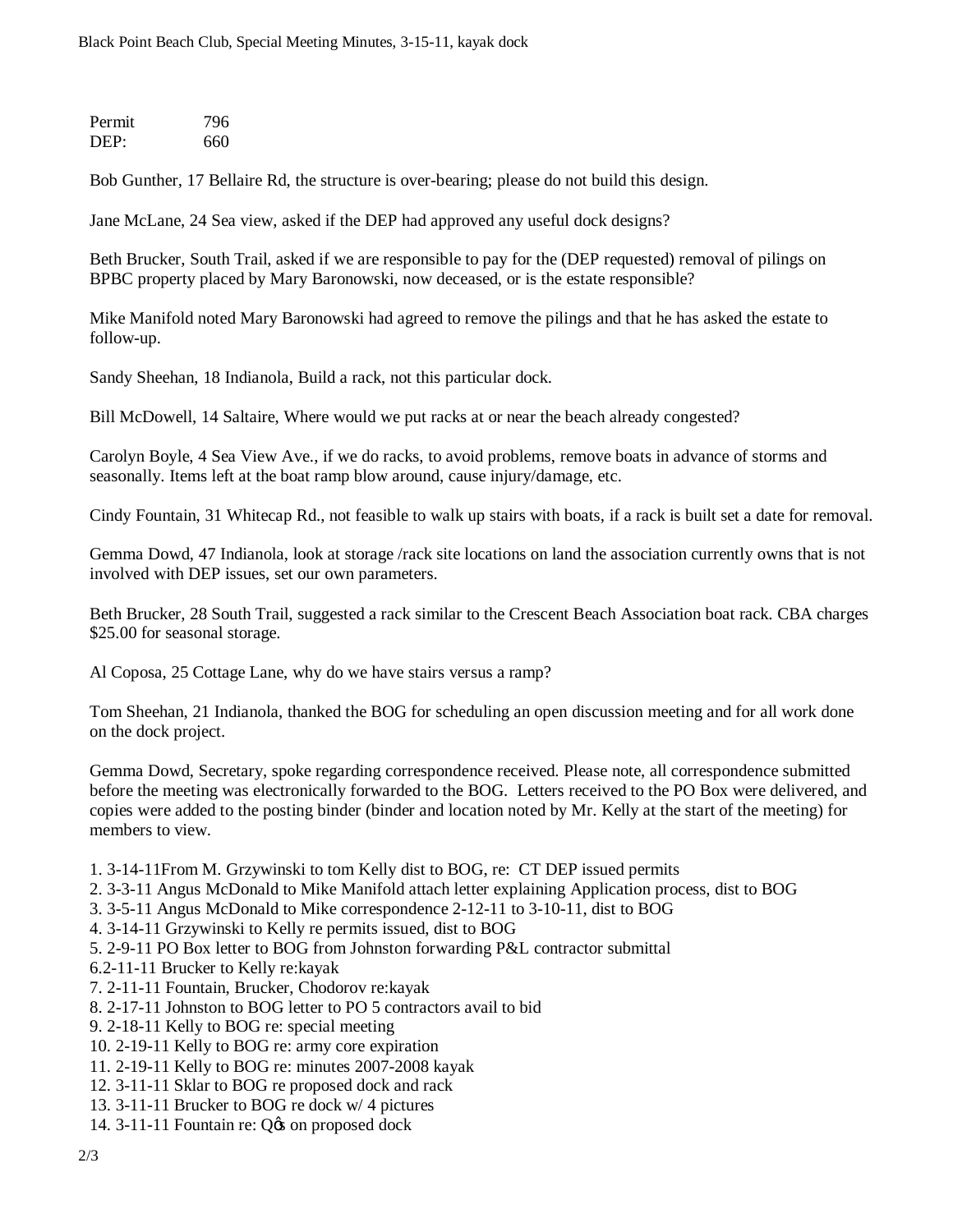Permit 796
DEP: 660

Bob Gunther, 17 Bellaire Rd, the structure is over-bearing; please do not build this design.

Jane McLane, 24 Sea view, asked if the DEP had approved any useful dock designs?

Beth Brucker, South Trail, asked if we are responsible to pay for the (DEP requested) removal of pilings on BPBC property placed by Mary Baronowski, now deceased, or is the estate responsible?

Mike Manifold noted Mary Baronowski had agreed to remove the pilings and that he has asked the estate to follow-up.

Sandy Sheehan, 18 Indianola, Build a rack, not this particular dock.

Bill McDowell, 14 Saltaire, Where would we put racks at or near the beach already congested?

Carolyn Boyle, 4 Sea View Ave., if we do racks, to avoid problems, remove boats in advance of storms and seasonally. Items left at the boat ramp blow around, cause injury/damage, etc.

Cindy Fountain, 31 Whitecap Rd., not feasible to walk up stairs with boats, if a rack is built set a date for removal.

Gemma Dowd, 47 Indianola, look at storage /rack site locations on land the association currently owns that is not involved with DEP issues, set our own parameters.

Beth Brucker, 28 South Trail, suggested a rack similar to the Crescent Beach Association boat rack. CBA charges $25.00 for seasonal storage.

Al Coposa, 25 Cottage Lane, why do we have stairs versus a ramp?

Tom Sheehan, 21 Indianola, thanked the BOG for scheduling an open discussion meeting and for all work done on the dock project.

Gemma Dowd, Secretary, spoke regarding correspondence received. Please note, all correspondence submitted before the meeting was electronically forwarded to the BOG. Letters received to the PO Box were delivered, and copies were added to the posting binder (binder and location noted by Mr. Kelly at the start of the meeting) for members to view.

1. 3-14-11From M. Grzywinski to tom Kelly dist to BOG, re: CT DEP issued permits
2. 3-3-11 Angus McDonald to Mike Manifold attach letter explaining Application process, dist to BOG
3. 3-5-11 Angus McDonald to Mike correspondence 2-12-11 to 3-10-11, dist to BOG
4. 3-14-11 Grzywinski to Kelly re permits issued, dist to BOG
5. 2-9-11 PO Box letter to BOG from Johnston forwarding P&L contractor submittal
6. 2-11-11 Brucker to Kelly re:kayak
7. 2-11-11 Fountain, Brucker, Chodorov re:kayak
8. 2-17-11 Johnston to BOG letter to PO 5 contractors avail to bid
9. 2-18-11 Kelly to BOG re: special meeting
10. 2-19-11 Kelly to BOG re: army core expiration
11. 2-19-11 Kelly to BOG re: minutes 2007-2008 kayak
12. 3-11-11 Sklar to BOG re proposed dock and rack
13. 3-11-11 Brucker to BOG re dock w/ 4 pictures
14. 3-11-11 Fountain re: Q�s on proposed dock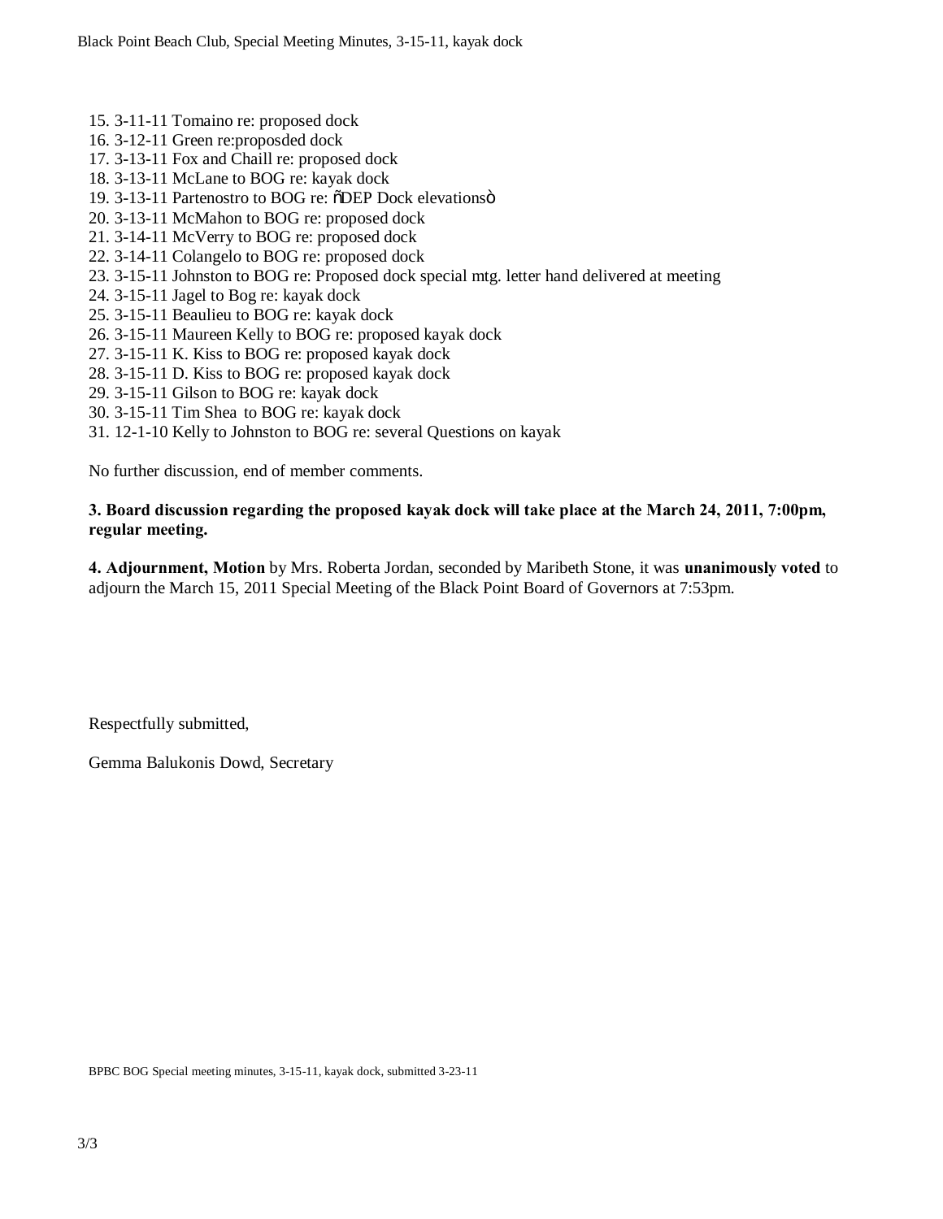15. 3-11-11 Tomaino re: proposed dock
16. 3-12-11 Green re:proposded dock
17. 3-13-11 Fox and Chaill re: proposed dock
18. 3-13-11 McLane to BOG re: kayak dock
19. 3-13-11 Partenostro to BOG re: õDEP Dock elevationsò
20. 3-13-11 McMahon to BOG re: proposed dock
21. 3-14-11 McVerry to BOG re: proposed dock
22. 3-14-11 Colangelo to BOG re: proposed dock
23. 3-15-11 Johnston to BOG re: Proposed dock special mtg. letter hand delivered at meeting
24. 3-15-11 Jagel to Bog re: kayak dock
25. 3-15-11 Beaulieu to BOG re: kayak dock
26. 3-15-11 Maureen Kelly to BOG re: proposed kayak dock
27. 3-15-11 K. Kiss to BOG re: proposed kayak dock
28. 3-15-11 D. Kiss to BOG re: proposed kayak dock
29. 3-15-11 Gilson to BOG re: kayak dock
30. 3-15-11 Tim Shea to BOG re: kayak dock
31. 12-1-10 Kelly to Johnston to BOG re: several Questions on kayak

No further discussion, end of member comments.

**3. Board discussion regarding the proposed kayak dock will take place at the March 24, 2011, 7:00pm, regular meeting.**

**4. Adjournment, Motion** by Mrs. Roberta Jordan, seconded by Maribeth Stone, it was **unanimously voted** to adjourn the March 15, 2011 Special Meeting of the Black Point Board of Governors at 7:53pm.

Respectfully submitted,

Gemma Balukonis Dowd, Secretary

BPBC BOG Special meeting minutes, 3-15-11, kayak dock, submitted 3-23-11